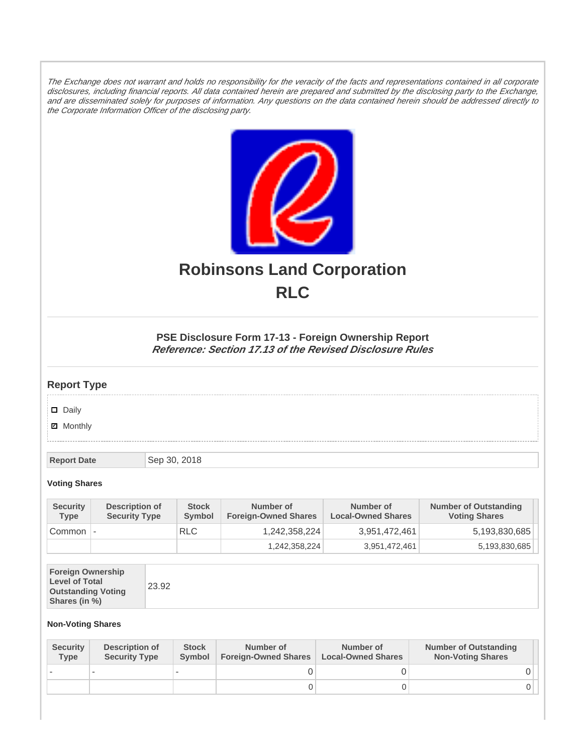*The Exchange does not warrant and holds no responsibility for the veracity of the facts and representations contained in all corporate disclosures, including financial reports. All data contained herein are prepared and submitted by the disclosing party to the Exchange, and are disseminated solely for purposes of information. Any questions on the data contained herein should be addressed directly to the Corporate Information Officer of the disclosing party.*

# Robinsons Land Corporation
# RLC

### PSE Disclosure Form 17-13 - Foreign Ownership Report
***Reference: Section 17.13 of the Revised Disclosure Rules***

## Report Type

- [ ] Daily
- [x] Monthly

| Report Date | Sep 30, 2018 |
|---|---|

#### Voting Shares

| Security Type | Description of Security Type | Stock Symbol | Number of Foreign-Owned Shares | Number of Local-Owned Shares | Number of Outstanding Voting Shares |
|---|---|---|---|---|---|
| Common | - | RLC | 1,242,358,224 | 3,951,472,461 | 5,193,830,685 |
| | | | 1,242,358,224 | 3,951,472,461 | 5,193,830,685 |

| Foreign Ownership Level of Total Outstanding Voting Shares (in %) | 23.92 |
|---|---|

#### Non-Voting Shares

| Security Type | Description of Security Type | Stock Symbol | Number of Foreign-Owned Shares | Number of Local-Owned Shares | Number of Outstanding Non-Voting Shares |
|---|---|---|---|---|---|
| - | - | - | 0 | 0 | 0 |
| | | | 0 | 0 | 0 |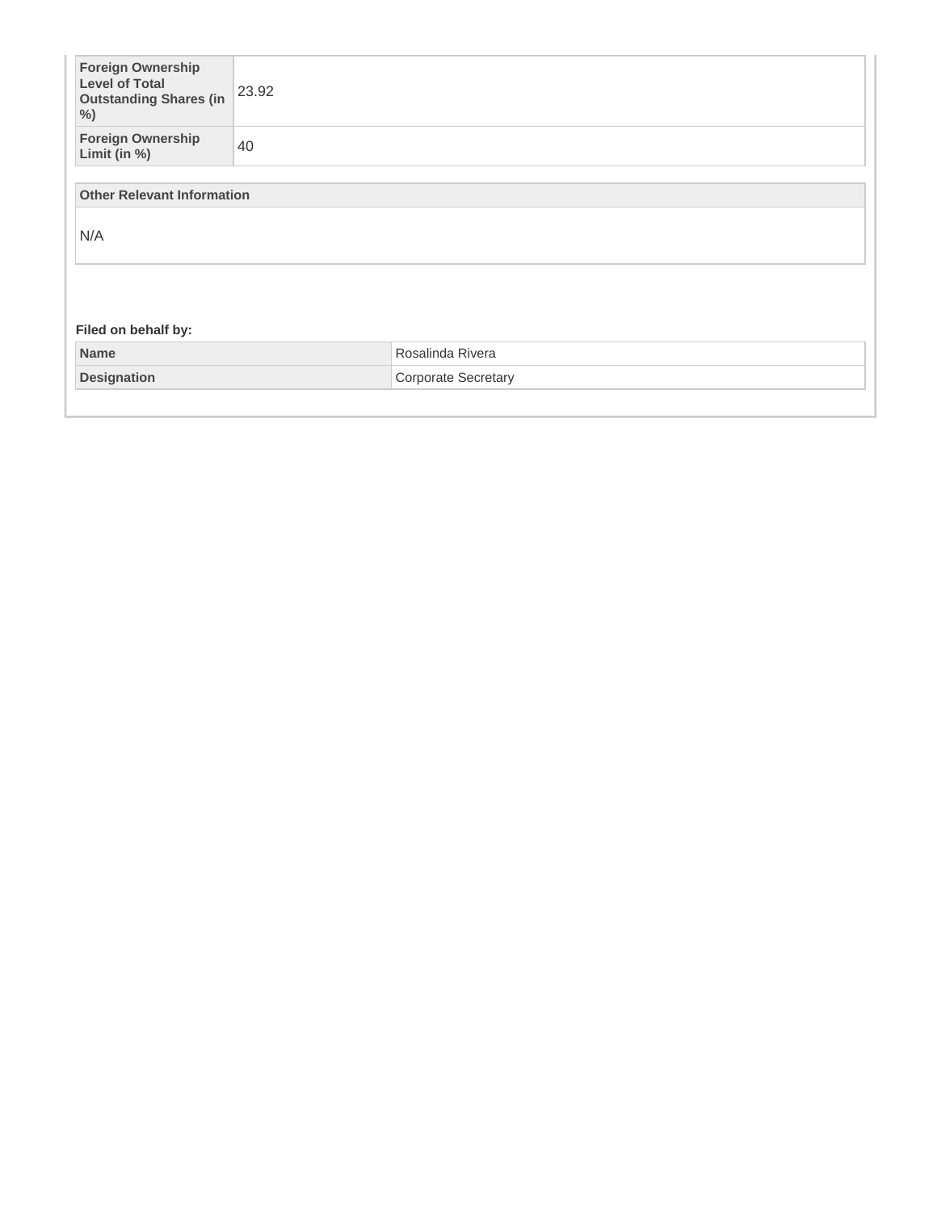| | |
|---|---|
| **Foreign Ownership Level of Total Outstanding Shares (in %)** | 23.92 |
| **Foreign Ownership Limit (in %)** | 40 |

| **Other Relevant Information** |
|---|
| N/A |

**Filed on behalf by:**

| | |
|---|---|
| **Name** | Rosalinda Rivera |
| **Designation** | Corporate Secretary |